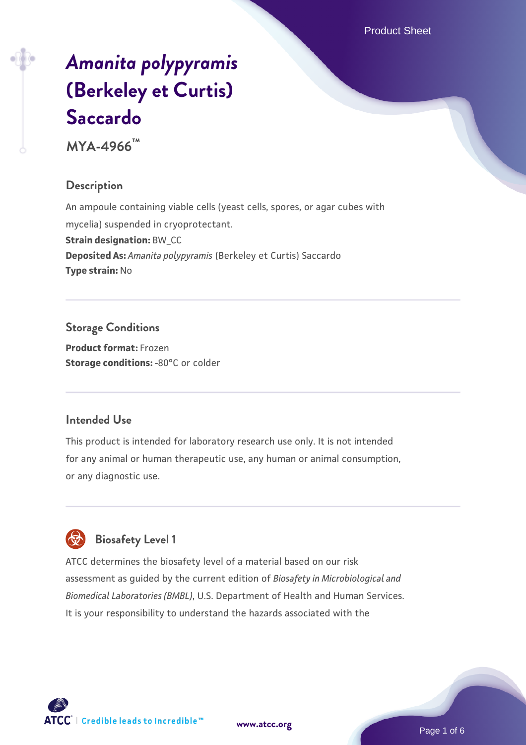# *Amanita polypyramis* (Berkeley et Curtis) Saccardo

**MYA-4966™**

## Description

An ampoule containing viable cells (yeast cells, spores, or agar cubes with mycelia) suspended in cryoprotectant.

**Strain designation:** BW_CC

**Deposited As:** *Amanita polypyramis* (Berkeley et Curtis) Saccardo

**Type strain:** No

## Storage Conditions

**Product format:** Frozen

**Storage conditions:** -80°C or colder

## Intended Use

This product is intended for laboratory research use only. It is not intended for any animal or human therapeutic use, any human or animal consumption, or any diagnostic use.

## Biosafety Level 1

ATCC determines the biosafety level of a material based on our risk assessment as guided by the current edition of *Biosafety in Microbiological and Biomedical Laboratories (BMBL)*, U.S. Department of Health and Human Services. It is your responsibility to understand the hazards associated with the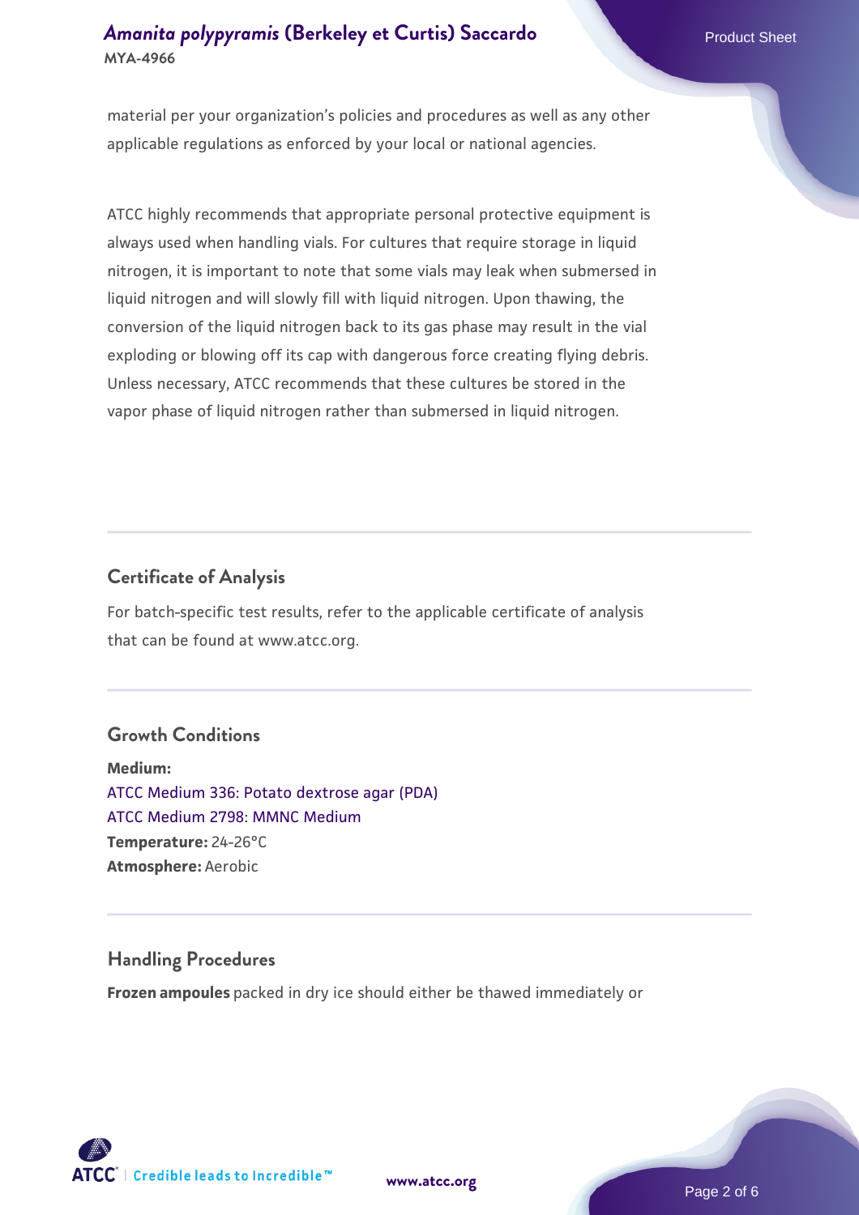material per your organization's policies and procedures as well as any other applicable regulations as enforced by your local or national agencies.

ATCC highly recommends that appropriate personal protective equipment is always used when handling vials. For cultures that require storage in liquid nitrogen, it is important to note that some vials may leak when submersed in liquid nitrogen and will slowly fill with liquid nitrogen. Upon thawing, the conversion of the liquid nitrogen back to its gas phase may result in the vial exploding or blowing off its cap with dangerous force creating flying debris. Unless necessary, ATCC recommends that these cultures be stored in the vapor phase of liquid nitrogen rather than submersed in liquid nitrogen.

## Certificate of Analysis

For batch-specific test results, refer to the applicable certificate of analysis that can be found at www.atcc.org.

## Growth Conditions

**Medium:**
ATCC Medium 336: Potato dextrose agar (PDA)
ATCC Medium 2798: MMNC Medium
**Temperature:** 24-26°C
**Atmosphere:** Aerobic

## Handling Procedures

**Frozen ampoules** packed in dry ice should either be thawed immediately or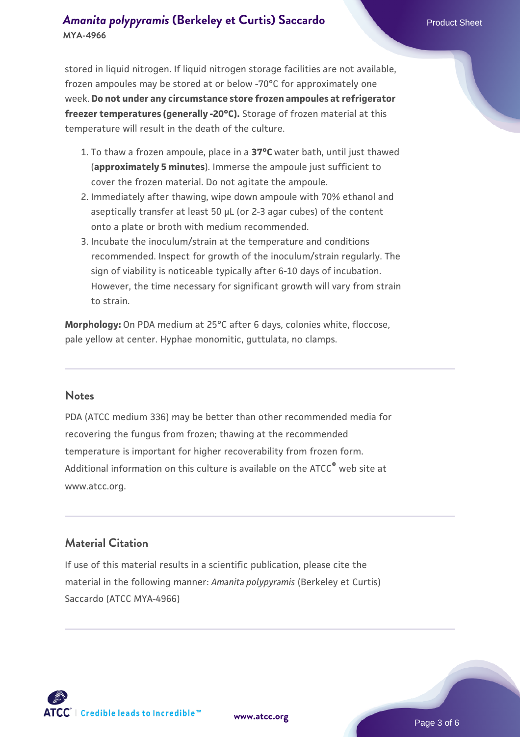stored in liquid nitrogen. If liquid nitrogen storage facilities are not available, frozen ampoules may be stored at or below -70°C for approximately one week. **Do not under any circumstance store frozen ampoules at refrigerator freezer temperatures (generally -20°C).** Storage of frozen material at this temperature will result in the death of the culture.

1. To thaw a frozen ampoule, place in a **37°C** water bath, until just thawed (**approximately 5 minutes**). Immerse the ampoule just sufficient to cover the frozen material. Do not agitate the ampoule.
2. Immediately after thawing, wipe down ampoule with 70% ethanol and aseptically transfer at least 50 µL (or 2-3 agar cubes) of the content onto a plate or broth with medium recommended.
3. Incubate the inoculum/strain at the temperature and conditions recommended. Inspect for growth of the inoculum/strain regularly. The sign of viability is noticeable typically after 6-10 days of incubation. However, the time necessary for significant growth will vary from strain to strain.

**Morphology:** On PDA medium at 25°C after 6 days, colonies white, floccose, pale yellow at center. Hyphae monomitic, guttulata, no clamps.

## Notes

PDA (ATCC medium 336) may be better than other recommended media for recovering the fungus from frozen; thawing at the recommended temperature is important for higher recoverability from frozen form. Additional information on this culture is available on the ATCC® web site at www.atcc.org.

## Material Citation

If use of this material results in a scientific publication, please cite the material in the following manner: *Amanita polypyramis* (Berkeley et Curtis) Saccardo (ATCC MYA-4966)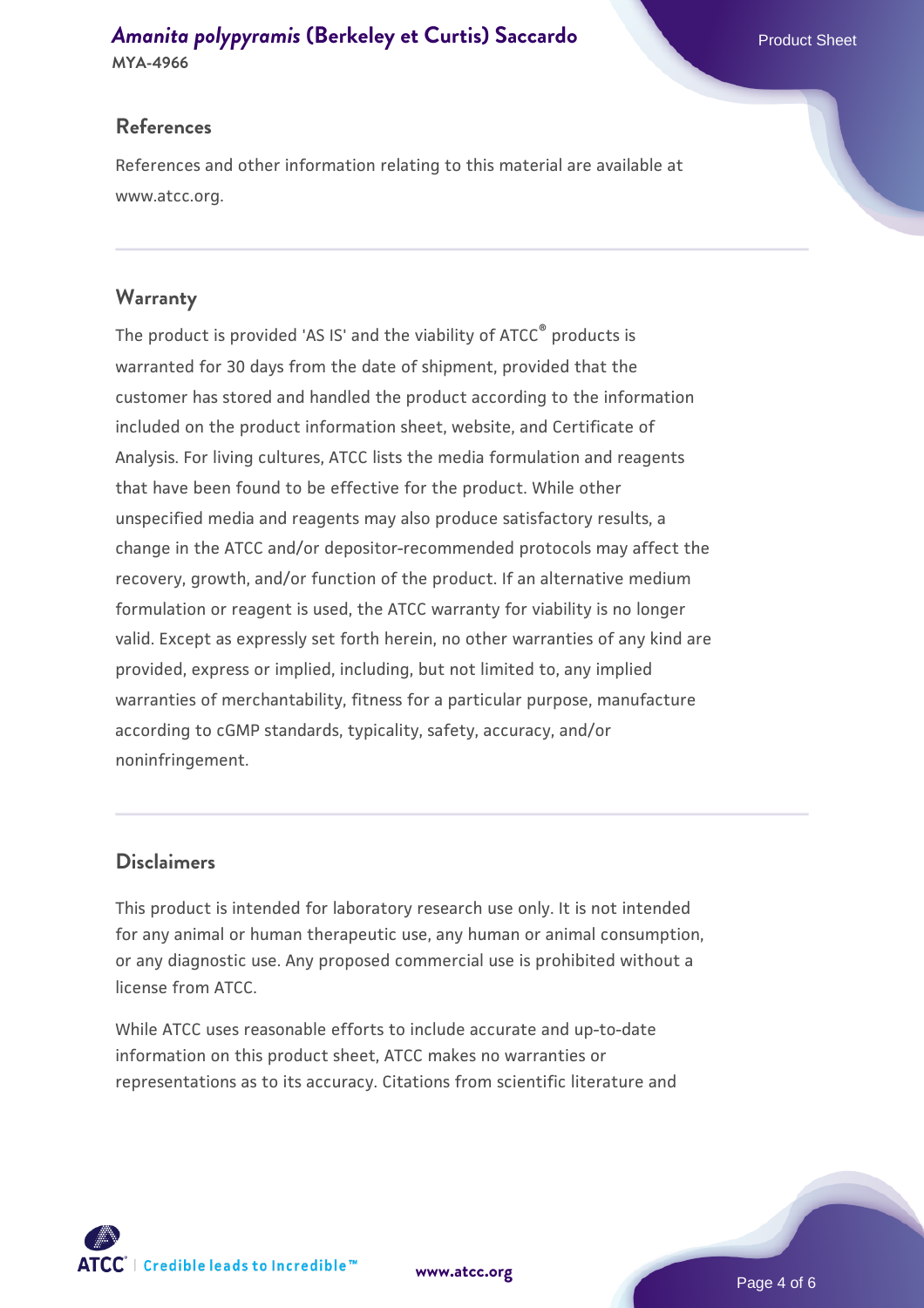## References

References and other information relating to this material are available at www.atcc.org.

## Warranty

The product is provided 'AS IS' and the viability of ATCC® products is warranted for 30 days from the date of shipment, provided that the customer has stored and handled the product according to the information included on the product information sheet, website, and Certificate of Analysis. For living cultures, ATCC lists the media formulation and reagents that have been found to be effective for the product. While other unspecified media and reagents may also produce satisfactory results, a change in the ATCC and/or depositor-recommended protocols may affect the recovery, growth, and/or function of the product. If an alternative medium formulation or reagent is used, the ATCC warranty for viability is no longer valid. Except as expressly set forth herein, no other warranties of any kind are provided, express or implied, including, but not limited to, any implied warranties of merchantability, fitness for a particular purpose, manufacture according to cGMP standards, typicality, safety, accuracy, and/or noninfringement.

## Disclaimers

This product is intended for laboratory research use only. It is not intended for any animal or human therapeutic use, any human or animal consumption, or any diagnostic use. Any proposed commercial use is prohibited without a license from ATCC.

While ATCC uses reasonable efforts to include accurate and up-to-date information on this product sheet, ATCC makes no warranties or representations as to its accuracy. Citations from scientific literature and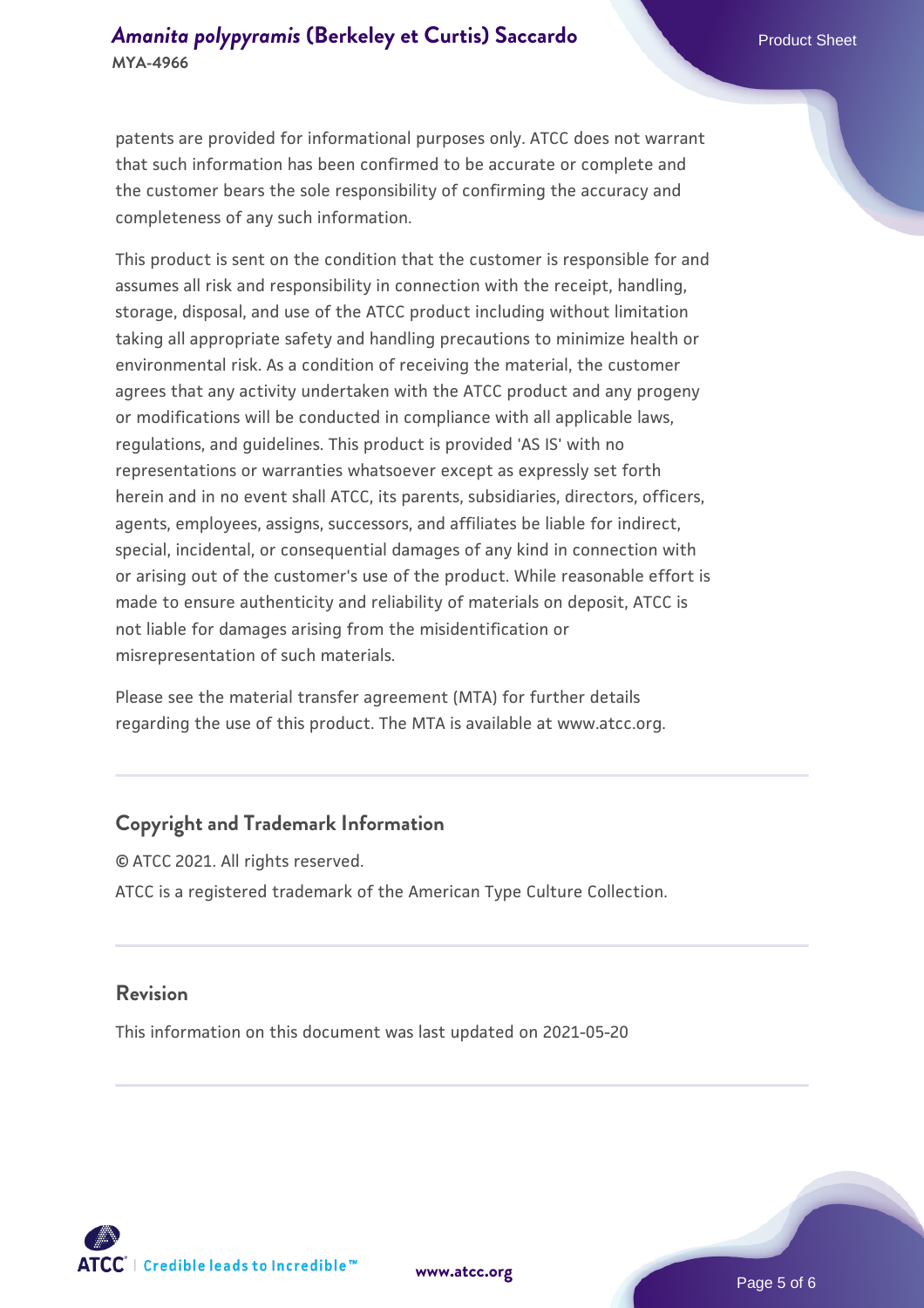patents are provided for informational purposes only. ATCC does not warrant that such information has been confirmed to be accurate or complete and the customer bears the sole responsibility of confirming the accuracy and completeness of any such information.

This product is sent on the condition that the customer is responsible for and assumes all risk and responsibility in connection with the receipt, handling, storage, disposal, and use of the ATCC product including without limitation taking all appropriate safety and handling precautions to minimize health or environmental risk. As a condition of receiving the material, the customer agrees that any activity undertaken with the ATCC product and any progeny or modifications will be conducted in compliance with all applicable laws, regulations, and guidelines. This product is provided 'AS IS' with no representations or warranties whatsoever except as expressly set forth herein and in no event shall ATCC, its parents, subsidiaries, directors, officers, agents, employees, assigns, successors, and affiliates be liable for indirect, special, incidental, or consequential damages of any kind in connection with or arising out of the customer's use of the product. While reasonable effort is made to ensure authenticity and reliability of materials on deposit, ATCC is not liable for damages arising from the misidentification or misrepresentation of such materials.

Please see the material transfer agreement (MTA) for further details regarding the use of this product. The MTA is available at www.atcc.org.

## Copyright and Trademark Information

© ATCC 2021. All rights reserved.

ATCC is a registered trademark of the American Type Culture Collection.

## Revision

This information on this document was last updated on 2021-05-20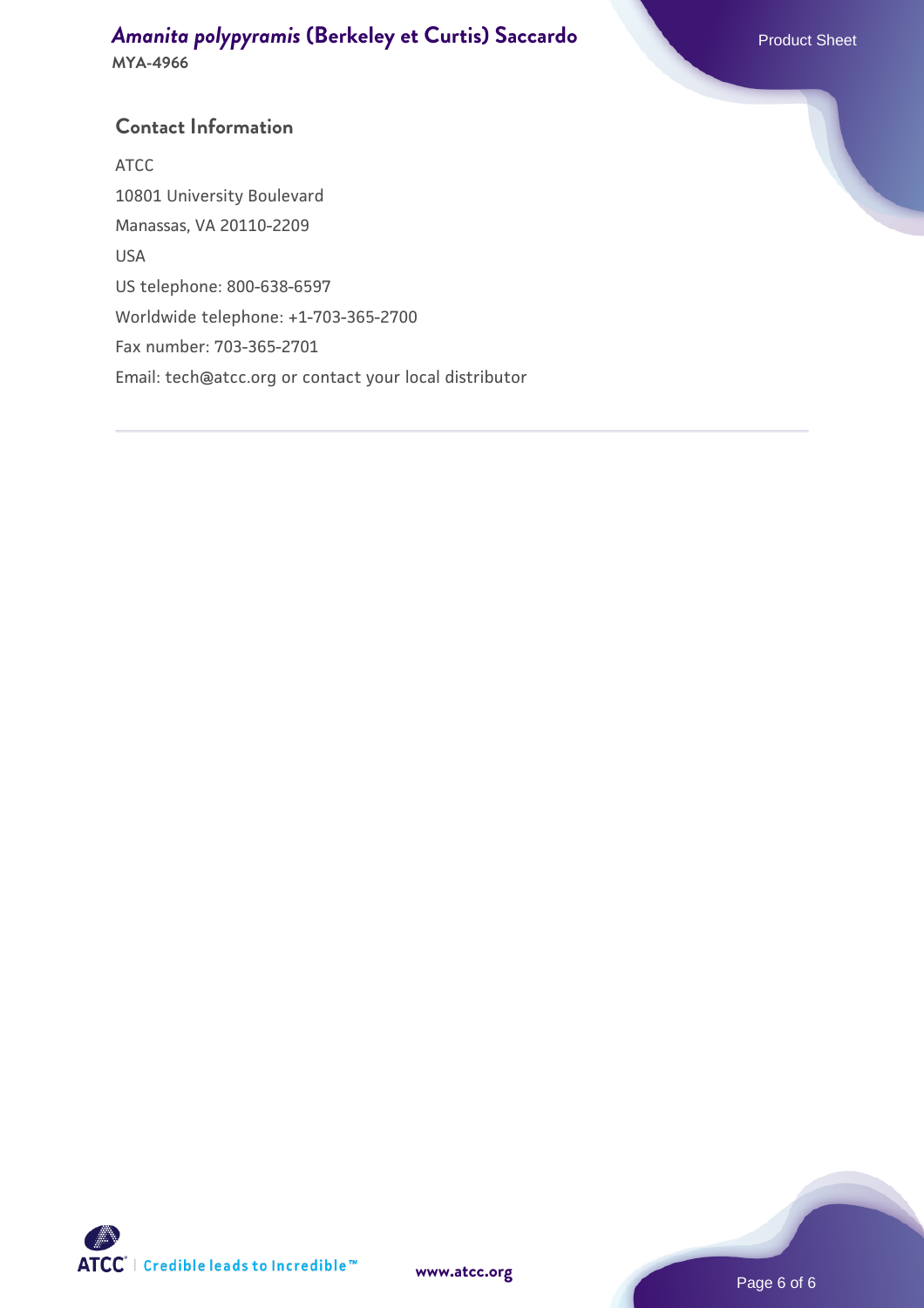## Contact Information

ATCC

10801 University Boulevard

Manassas, VA 20110-2209

USA

US telephone: 800-638-6597

Worldwide telephone: +1-703-365-2700

Fax number: 703-365-2701

Email: tech@atcc.org or contact your local distributor